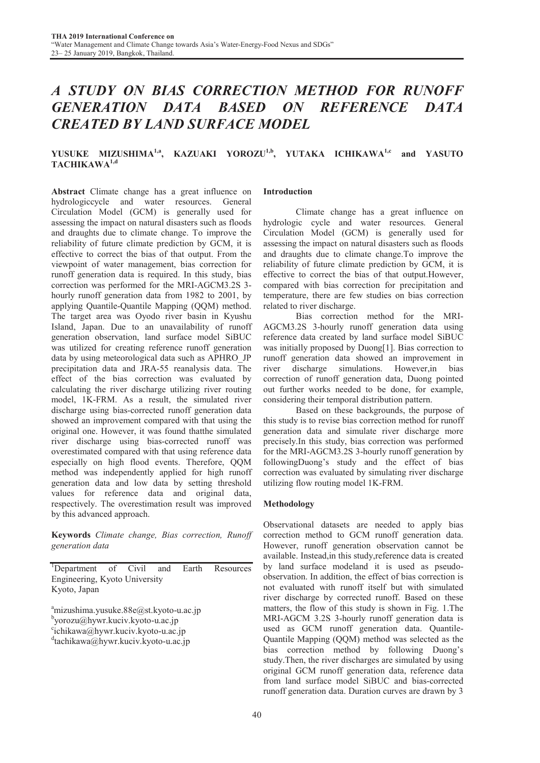# *A STUDY ON BIAS CORRECTION METHOD FOR RUNOFF GENERATION DATA BASED ON REFERENCE DATA CREATED BY LAND SURFACE MODEL*

**YUSUKE MIZUSHIMA[1,a], KAZUAKI YOROZU[1,b], YUTAKA ICHIKAWA[1,c] and YASUTO TACHIKAWA[1,d]**

**Abstract** Climate change has a great influence on hydrologiccycle and water resources. General Circulation Model (GCM) is generally used for assessing the impact on natural disasters such as floods and draughts due to climate change. To improve the reliability of future climate prediction by GCM, it is effective to correct the bias of that output. From the viewpoint of water management, bias correction for runoff generation data is required. In this study, bias correction was performed for the MRI-AGCM3.2S 3-hourly runoff generation data from 1982 to 2001, by applying Quantile-Quantile Mapping (QQM) method. The target area was Oyodo river basin in Kyushu Island, Japan. Due to an unavailability of runoff generation observation, land surface model SiBUC was utilized for creating reference runoff generation data by using meteorological data such as APHRO_JP precipitation data and JRA-55 reanalysis data. The effect of the bias correction was evaluated by calculating the river discharge utilizing river routing model, 1K-FRM. As a result, the simulated river discharge using bias-corrected runoff generation data showed an improvement compared with that using the original one. However, it was found thatthe simulated river discharge using bias-corrected runoff was overestimated compared with that using reference data especially on high flood events. Therefore, QQM method was independently applied for high runoff generation data and low data by setting threshold values for reference data and original data, respectively. The overestimation result was improved by this advanced approach.

**Keywords** *Climate change, Bias correction, Runoff generation data*

[1]Department of Civil and Earth Resources Engineering, Kyoto University
Kyoto, Japan

[a]mizushima.yusuke.88e@st.kyoto-u.ac.jp
[b]yorozu@hywr.kuciv.kyoto-u.ac.jp
[c]ichikawa@hywr.kuciv.kyoto-u.ac.jp
[d]tachikawa@hywr.kuciv.kyoto-u.ac.jp

## Introduction

Climate change has a great influence on hydrologic cycle and water resources. General Circulation Model (GCM) is generally used for assessing the impact on natural disasters such as floods and draughts due to climate change.To improve the reliability of future climate prediction by GCM, it is effective to correct the bias of that output.However, compared with bias correction for precipitation and temperature, there are few studies on bias correction related to river discharge.

Bias correction method for the MRI-AGCM3.2S 3-hourly runoff generation data using reference data created by land surface model SiBUC was initially proposed by Duong[1]. Bias correction to runoff generation data showed an improvement in river discharge simulations. However,in bias correction of runoff generation data, Duong pointed out further works needed to be done, for example, considering their temporal distribution pattern.

Based on these backgrounds, the purpose of this study is to revise bias correction method for runoff generation data and simulate river discharge more precisely.In this study, bias correction was performed for the MRI-AGCM3.2S 3-hourly runoff generation by followingDuong's study and the effect of bias correction was evaluated by simulating river discharge utilizing flow routing model 1K-FRM.

## Methodology

Observational datasets are needed to apply bias correction method to GCM runoff generation data. However, runoff generation observation cannot be available. Instead,in this study,reference data is created by land surface modeland it is used as pseudo-observation. In addition, the effect of bias correction is not evaluated with runoff itself but with simulated river discharge by corrected runoff. Based on these matters, the flow of this study is shown in Fig. 1.The MRI-AGCM 3.2S 3-hourly runoff generation data is used as GCM runoff generation data. Quantile-Quantile Mapping (QQM) method was selected as the bias correction method by following Duong's study.Then, the river discharges are simulated by using original GCM runoff generation data, reference data from land surface model SiBUC and bias-corrected runoff generation data. Duration curves are drawn by 3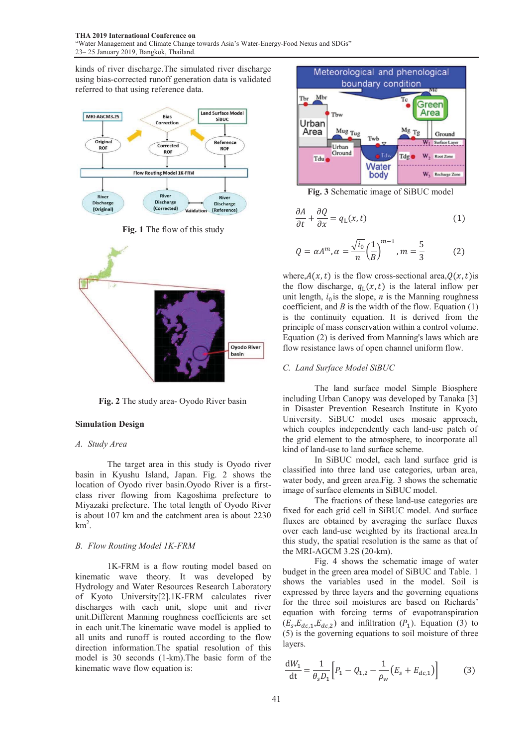kinds of river discharge.The simulated river discharge using bias-corrected runoff generation data is validated referred to that using reference data.

**Fig. 1** The flow of this study

**Fig. 2** The study area- Oyodo River basin

## Simulation Design

### *A. Study Area*

The target area in this study is Oyodo river basin in Kyushu Island, Japan. Fig. 2 shows the location of Oyodo river basin.Oyodo River is a first-class river flowing from Kagoshima prefecture to Miyazaki prefecture. The total length of Oyodo River is about 107 km and the catchment area is about 2230 km$^2$.

### *B. Flow Routing Model 1K-FRM*

1K-FRM is a flow routing model based on kinematic wave theory. It was developed by Hydrology and Water Resources Research Laboratory of Kyoto University[2].1K-FRM calculates river discharges with each unit, slope unit and river unit.Different Manning roughness coefficients are set in each unit.The kinematic wave model is applied to all units and runoff is routed according to the flow direction information.The spatial resolution of this model is 30 seconds (1-km).The basic form of the kinematic wave flow equation is:

**Fig. 3** Schematic image of SiBUC model

$$\frac{\partial A}{\partial t} + \frac{\partial Q}{\partial x} = q_{\mathrm{L}}(x,t) \tag{1}$$

$$Q = \alpha A^m, \alpha = \frac{\sqrt{i_0}}{n}\left(\frac{1}{B}\right)^{m-1}, m = \frac{5}{3} \tag{2}$$

where, $A(x,t)$ is the flow cross-sectional area, $Q(x,t)$ is the flow discharge, $q_{\mathrm{L}}(x,t)$ is the lateral inflow per unit length, $i_0$ is the slope, $n$ is the Manning roughness coefficient, and $B$ is the width of the flow. Equation (1) is the continuity equation. It is derived from the principle of mass conservation within a control volume. Equation (2) is derived from Manning's laws which are flow resistance laws of open channel uniform flow.

### *C. Land Surface Model SiBUC*

The land surface model Simple Biosphere including Urban Canopy was developed by Tanaka [3] in Disaster Prevention Research Institute in Kyoto University. SiBUC model uses mosaic approach, which couples independently each land-use patch of the grid element to the atmosphere, to incorporate all kind of land-use to land surface scheme.

In SiBUC model, each land surface grid is classified into three land use categories, urban area, water body, and green area.Fig. 3 shows the schematic image of surface elements in SiBUC model.

The fractions of these land-use categories are fixed for each grid cell in SiBUC model. And surface fluxes are obtained by averaging the surface fluxes over each land-use weighted by its fractional area.In this study, the spatial resolution is the same as that of the MRI-AGCM 3.2S (20-km).

Fig. 4 shows the schematic image of water budget in the green area model of SiBUC and Table. 1 shows the variables used in the model. Soil is expressed by three layers and the governing equations for the three soil moistures are based on Richards' equation with forcing terms of evapotranspiration ($E_s$,$E_{dc,1}$,$E_{dc,2}$) and infiltration ($P_1$). Equation (3) to (5) is the governing equations to soil moisture of three layers.

$$\frac{\mathrm{d}W_1}{\mathrm{d}t} = \frac{1}{\theta_s D_1}\left[P_1 - Q_{1,2} - \frac{1}{\rho_w}\left(E_s + E_{dc,1}\right)\right] \tag{3}$$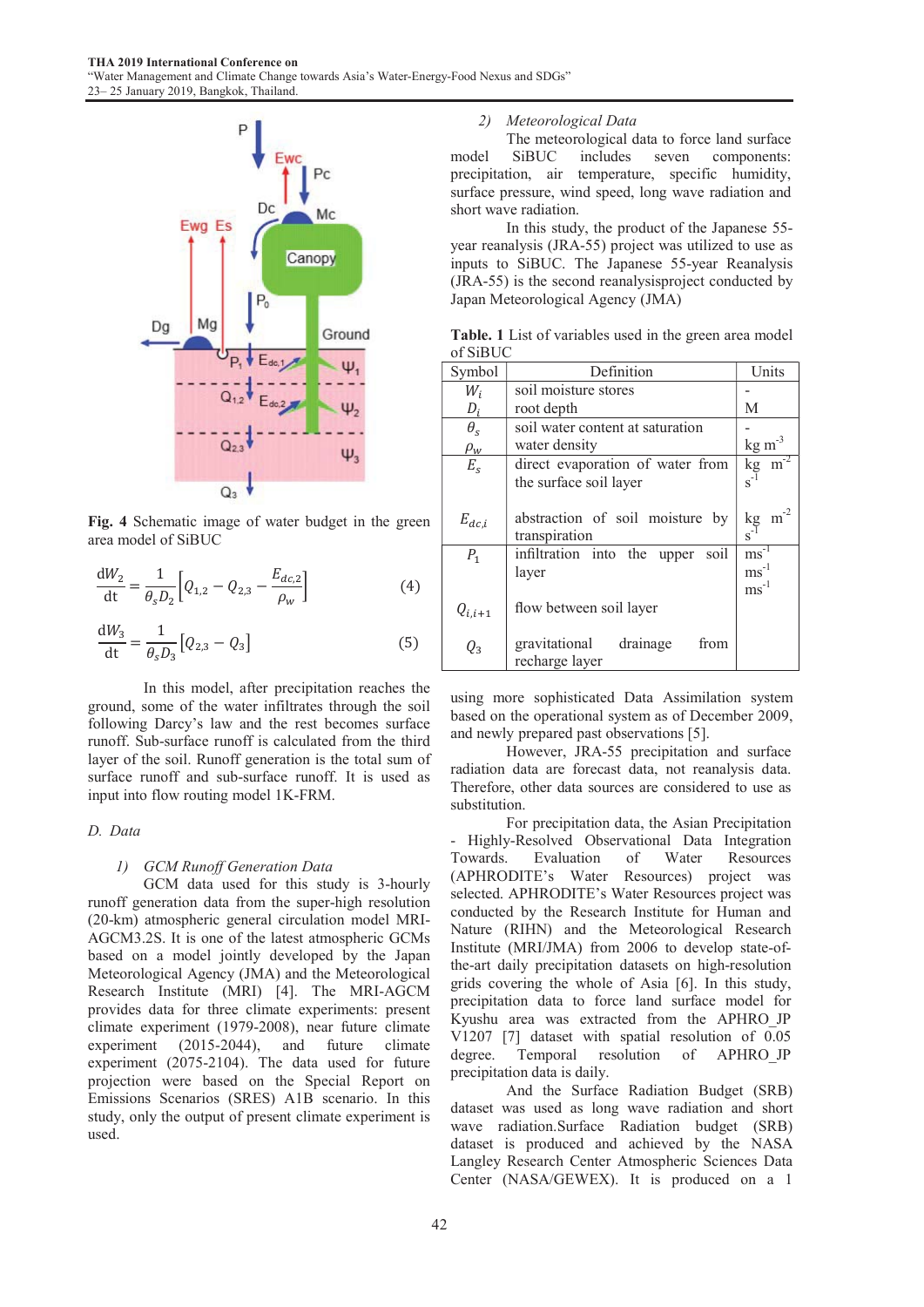Fig. 4 Schematic image of water budget in the green area model of SiBUC

$$\frac{dW_2}{dt} = \frac{1}{\theta_s D_2}\left[Q_{1,2} - Q_{2,3} - \frac{E_{dc,2}}{\rho_w}\right] \quad (4)$$

$$\frac{dW_3}{dt} = \frac{1}{\theta_s D_3}\left[Q_{2,3} - Q_3\right] \quad (5)$$

In this model, after precipitation reaches the ground, some of the water infiltrates through the soil following Darcy's law and the rest becomes surface runoff. Sub-surface runoff is calculated from the third layer of the soil. Runoff generation is the total sum of surface runoff and sub-surface runoff. It is used as input into flow routing model 1K-FRM.

### D. Data

#### 1) *GCM Runoff Generation Data*

GCM data used for this study is 3-hourly runoff generation data from the super-high resolution (20-km) atmospheric general circulation model MRI-AGCM3.2S. It is one of the latest atmospheric GCMs based on a model jointly developed by the Japan Meteorological Agency (JMA) and the Meteorological Research Institute (MRI) [4]. The MRI-AGCM provides data for three climate experiments: present climate experiment (1979-2008), near future climate experiment (2015-2044), and future climate experiment (2075-2104). The data used for future projection were based on the Special Report on Emissions Scenarios (SRES) A1B scenario. In this study, only the output of present climate experiment is used.

#### 2) *Meteorological Data*

The meteorological data to force land surface model SiBUC includes seven components: precipitation, air temperature, specific humidity, surface pressure, wind speed, long wave radiation and short wave radiation.

In this study, the product of the Japanese 55-year reanalysis (JRA-55) project was utilized to use as inputs to SiBUC. The Japanese 55-year Reanalysis (JRA-55) is the second reanalysisproject conducted by Japan Meteorological Agency (JMA)

**Table. 1** List of variables used in the green area model of SiBUC

| Symbol | Definition | Units |
|---|---|---|
| $W_i$ | soil moisture stores | - |
| $D_i$ | root depth | M |
| $\theta_s$ | soil water content at saturation | - |
| $\rho_w$ | water density | kg m$^{-3}$ |
| $E_s$ | direct evaporation of water from the surface soil layer | kg m$^{-2}$ s$^{-1}$ |
| $E_{dc,i}$ | abstraction of soil moisture by transpiration | kg m$^{-2}$ s$^{-1}$ |
| $P_1$ | infiltration into the upper soil layer | ms$^{-1}$ |
| $Q_{i,i+1}$ | flow between soil layer | ms$^{-1}$ |
| $Q_3$ | gravitational drainage from recharge layer | ms$^{-1}$ |

using more sophisticated Data Assimilation system based on the operational system as of December 2009, and newly prepared past observations [5].

However, JRA-55 precipitation and surface radiation data are forecast data, not reanalysis data. Therefore, other data sources are considered to use as substitution.

For precipitation data, the Asian Precipitation - Highly-Resolved Observational Data Integration Towards. Evaluation of Water Resources (APHRODITE's Water Resources) project was selected. APHRODITE's Water Resources project was conducted by the Research Institute for Human and Nature (RIHN) and the Meteorological Research Institute (MRI/JMA) from 2006 to develop state-of-the-art daily precipitation datasets on high-resolution grids covering the whole of Asia [6]. In this study, precipitation data to force land surface model for Kyushu area was extracted from the APHRO_JP V1207 [7] dataset with spatial resolution of 0.05 degree. Temporal resolution of APHRO_JP precipitation data is daily.

And the Surface Radiation Budget (SRB) dataset was used as long wave radiation and short wave radiation.Surface Radiation budget (SRB) dataset is produced and achieved by the NASA Langley Research Center Atmospheric Sciences Data Center (NASA/GEWEX). It is produced on a 1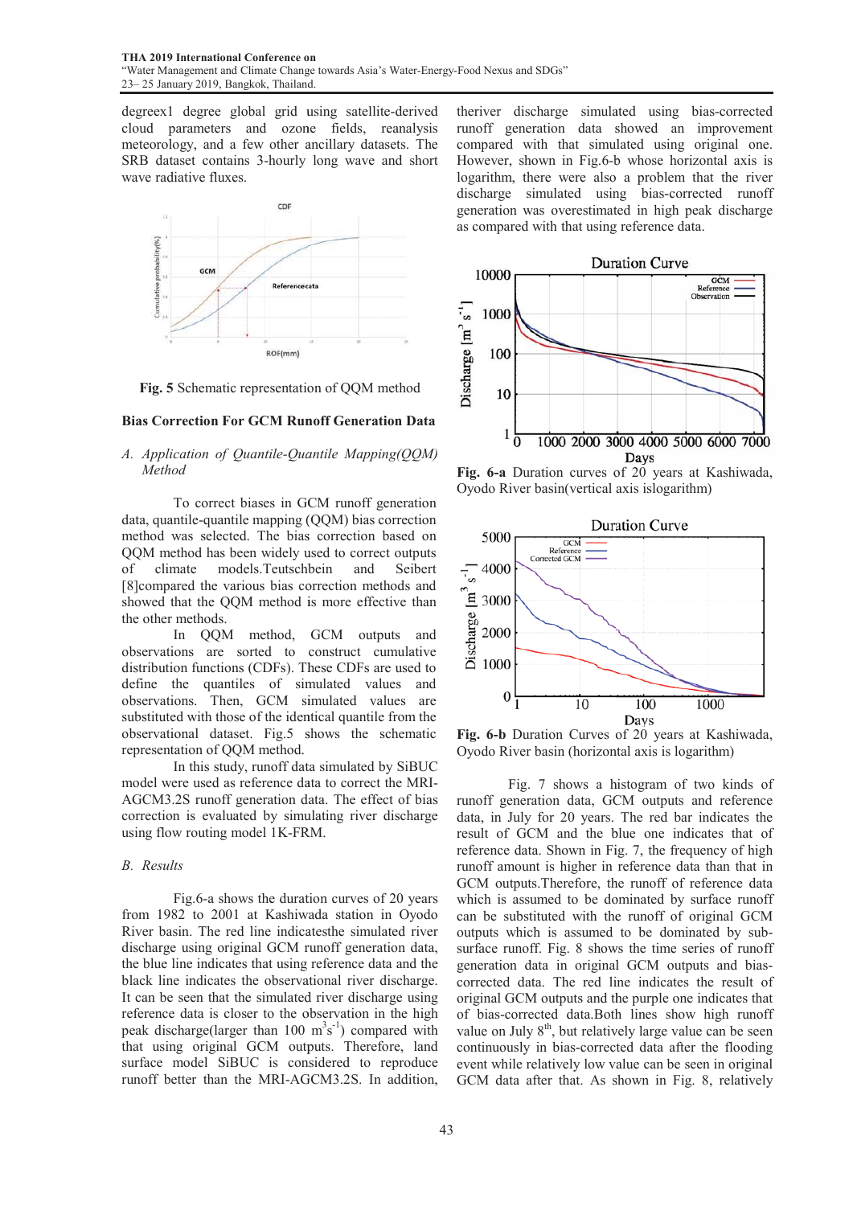degreex1 degree global grid using satellite-derived cloud parameters and ozone fields, reanalysis meteorology, and a few other ancillary datasets. The SRB dataset contains 3-hourly long wave and short wave radiative fluxes.

**Fig. 5** Schematic representation of QQM method

### Bias Correction For GCM Runoff Generation Data

*A. Application of Quantile-Quantile Mapping(QQM) Method*

To correct biases in GCM runoff generation data, quantile-quantile mapping (QQM) bias correction method was selected. The bias correction based on QQM method has been widely used to correct outputs of climate models.Teutschbein and Seibert [8]compared the various bias correction methods and showed that the QQM method is more effective than the other methods.

In QQM method, GCM outputs and observations are sorted to construct cumulative distribution functions (CDFs). These CDFs are used to define the quantiles of simulated values and observations. Then, GCM simulated values are substituted with those of the identical quantile from the observational dataset. Fig.5 shows the schematic representation of QQM method.

In this study, runoff data simulated by SiBUC model were used as reference data to correct the MRI-AGCM3.2S runoff generation data. The effect of bias correction is evaluated by simulating river discharge using flow routing model 1K-FRM.

*B. Results*

Fig.6-a shows the duration curves of 20 years from 1982 to 2001 at Kashiwada station in Oyodo River basin. The red line indicatesthe simulated river discharge using original GCM runoff generation data, the blue line indicates that using reference data and the black line indicates the observational river discharge. It can be seen that the simulated river discharge using reference data is closer to the observation in the high peak discharge(larger than 100 $m^3s^{-1}$) compared with that using original GCM outputs. Therefore, land surface model SiBUC is considered to reproduce runoff better than the MRI-AGCM3.2S. In addition, theriver discharge simulated using bias-corrected runoff generation data showed an improvement compared with that simulated using original one. However, shown in Fig.6-b whose horizontal axis is logarithm, there were also a problem that the river discharge simulated using bias-corrected runoff generation was overestimated in high peak discharge as compared with that using reference data.

**Fig. 6-a** Duration curves of 20 years at Kashiwada, Oyodo River basin(vertical axis islogarithm)

**Fig. 6-b** Duration Curves of 20 years at Kashiwada, Oyodo River basin (horizontal axis is logarithm)

Fig. 7 shows a histogram of two kinds of runoff generation data, GCM outputs and reference data, in July for 20 years. The red bar indicates the result of GCM and the blue one indicates that of reference data. Shown in Fig. 7, the frequency of high runoff amount is higher in reference data than that in GCM outputs.Therefore, the runoff of reference data which is assumed to be dominated by surface runoff can be substituted with the runoff of original GCM outputs which is assumed to be dominated by sub-surface runoff. Fig. 8 shows the time series of runoff generation data in original GCM outputs and bias-corrected data. The red line indicates the result of original GCM outputs and the purple one indicates that of bias-corrected data.Both lines show high runoff value on July 8th, but relatively large value can be seen continuously in bias-corrected data after the flooding event while relatively low value can be seen in original GCM data after that. As shown in Fig. 8, relatively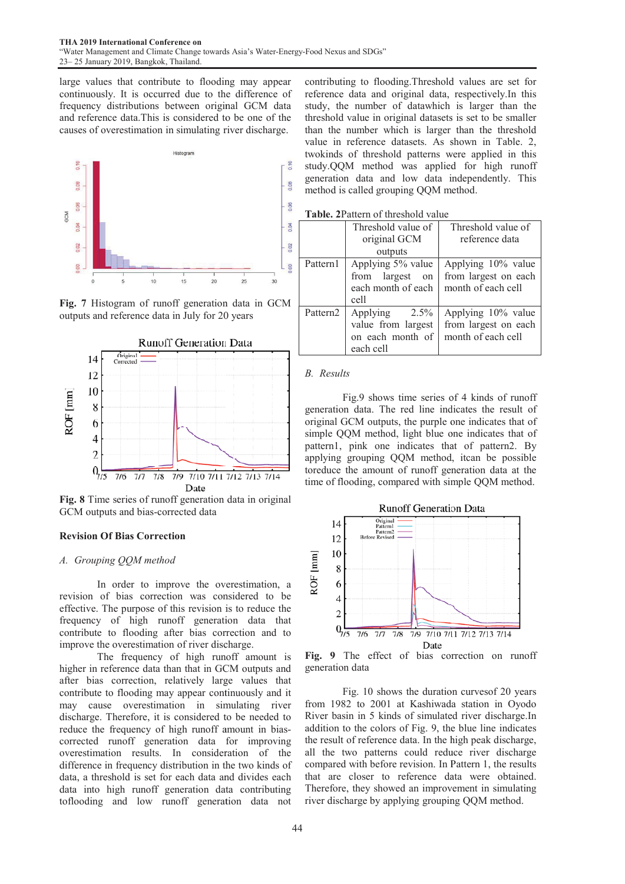large values that contribute to flooding may appear continuously. It is occurred due to the difference of frequency distributions between original GCM data and reference data.This is considered to be one of the causes of overestimation in simulating river discharge.

**Fig. 7** Histogram of runoff generation data in GCM outputs and reference data in July for 20 years

**Fig. 8** Time series of runoff generation data in original GCM outputs and bias-corrected data

### Revision Of Bias Correction

*A. Grouping QQM method*

In order to improve the overestimation, a revision of bias correction was considered to be effective. The purpose of this revision is to reduce the frequency of high runoff generation data that contribute to flooding after bias correction and to improve the overestimation of river discharge.

The frequency of high runoff amount is higher in reference data than that in GCM outputs and after bias correction, relatively large values that contribute to flooding may appear continuously and it may cause overestimation in simulating river discharge. Therefore, it is considered to be needed to reduce the frequency of high runoff amount in bias-corrected runoff generation data for improving overestimation results. In consideration of the difference in frequency distribution in the two kinds of data, a threshold is set for each data and divides each data into high runoff generation data contributing tofloding and low runoff generation data not contributing to flooding.Threshold values are set for reference data and original data, respectively.In this study, the number of datawhich is larger than the threshold value in original datasets is set to be smaller than the number which is larger than the threshold value in reference datasets. As shown in Table. 2, twokinds of threshold patterns were applied in this study.QQM method was applied for high runoff generation data and low data independently. This method is called grouping QQM method.

**Table. 2**Pattern of threshold value

| | Threshold value of original GCM outputs | Threshold value of reference data |
|---|---|---|
| Pattern1 | Applying 5% value from largest on each month of each cell | Applying 10% value from largest on each month of each cell |
| Pattern2 | Applying 2.5% value from largest on each month of each cell | Applying 10% value from largest on each month of each cell |

*B. Results*

Fig.9 shows time series of 4 kinds of runoff generation data. The red line indicates the result of original GCM outputs, the purple one indicates that of simple QQM method, light blue one indicates that of pattern1, pink one indicates that of pattern2. By applying grouping QQM method, itcan be possible toreduce the amount of runoff generation data at the time of flooding, compared with simple QQM method.

**Fig. 9** The effect of bias correction on runoff generation data

Fig. 10 shows the duration curvesof 20 years from 1982 to 2001 at Kashiwada station in Oyodo River basin in 5 kinds of simulated river discharge.In addition to the colors of Fig. 9, the blue line indicates the result of reference data. In the high peak discharge, all the two patterns could reduce river discharge compared with before revision. In Pattern 1, the results that are closer to reference data were obtained. Therefore, they showed an improvement in simulating river discharge by applying grouping QQM method.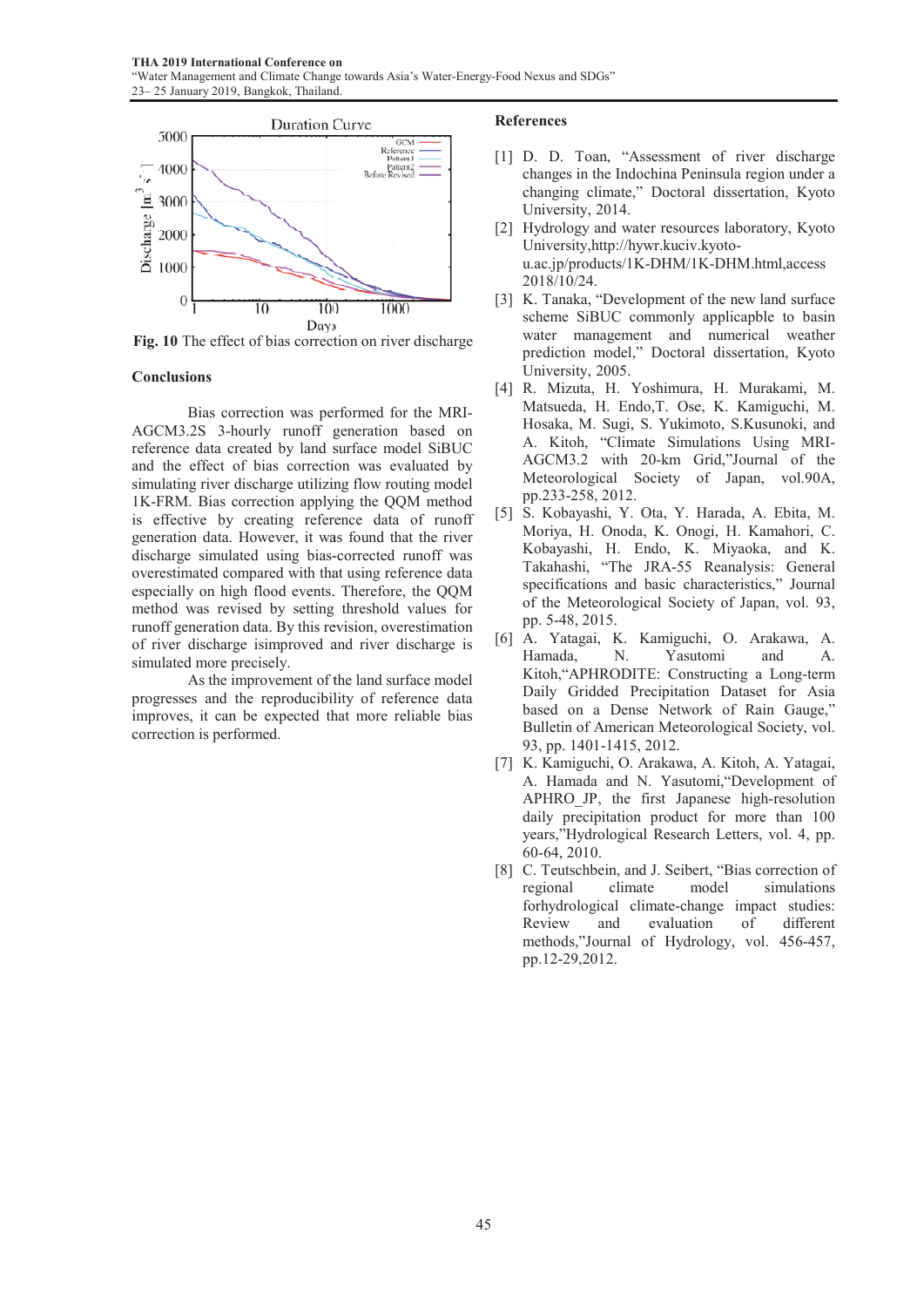Duration Curve

5000
4000
3000
2000
1000
0

Discharge [m³ s⁻¹]

1
10
100
1000

Days

GCM
Reference
Pattern1
Pattern2
Before Revised

**Fig. 10** The effect of bias correction on river discharge

## Conclusions

Bias correction was performed for the MRI-AGCM3.2S 3-hourly runoff generation based on reference data created by land surface model SiBUC and the effect of bias correction was evaluated by simulating river discharge utilizing flow routing model 1K-FRM. Bias correction applying the QQM method is effective by creating reference data of runoff generation data. However, it was found that the river discharge simulated using bias-corrected runoff was overestimated compared with that using reference data especially on high flood events. Therefore, the QQM method was revised by setting threshold values for runoff generation data. By this revision, overestimation of river discharge isimproved and river discharge is simulated more precisely.

As the improvement of the land surface model progresses and the reproducibility of reference data improves, it can be expected that more reliable bias correction is performed.

## References

[1] D. D. Toan, "Assessment of river discharge changes in the Indochina Peninsula region under a changing climate," Doctoral dissertation, Kyoto University, 2014.

[2] Hydrology and water resources laboratory, Kyoto University,http://hywr.kuciv.kyoto-u.ac.jp/products/1K-DHM/1K-DHM.html,access 2018/10/24.

[3] K. Tanaka, "Development of the new land surface scheme SiBUC commonly applicapble to basin water management and numerical weather prediction model," Doctoral dissertation, Kyoto University, 2005.

[4] R. Mizuta, H. Yoshimura, H. Murakami, M. Matsueda, H. Endo,T. Ose, K. Kamiguchi, M. Hosaka, M. Sugi, S. Yukimoto, S.Kusunoki, and A. Kitoh, "Climate Simulations Using MRI-AGCM3.2 with 20-km Grid,"Journal of the Meteorological Society of Japan, vol.90A, pp.233-258, 2012.

[5] S. Kobayashi, Y. Ota, Y. Harada, A. Ebita, M. Moriya, H. Onoda, K. Onogi, H. Kamahori, C. Kobayashi, H. Endo, K. Miyaoka, and K. Takahashi, "The JRA-55 Reanalysis: General specifications and basic characteristics," Journal of the Meteorological Society of Japan, vol. 93, pp. 5-48, 2015.

[6] A. Yatagai, K. Kamiguchi, O. Arakawa, A. Hamada, N. Yasutomi and A. Kitoh,"APHRODITE: Constructing a Long-term Daily Gridded Precipitation Dataset for Asia based on a Dense Network of Rain Gauge," Bulletin of American Meteorological Society, vol. 93, pp. 1401-1415, 2012.

[7] K. Kamiguchi, O. Arakawa, A. Kitoh, A. Yatagai, A. Hamada and N. Yasutomi,"Development of APHRO_JP, the first Japanese high-resolution daily precipitation product for more than 100 years,"Hydrological Research Letters, vol. 4, pp. 60-64, 2010.

[8] C. Teutschbein, and J. Seibert, "Bias correction of regional climate model simulations forhydrological climate-change impact studies: Review and evaluation of different methods,"Journal of Hydrology, vol. 456-457, pp.12-29,2012.